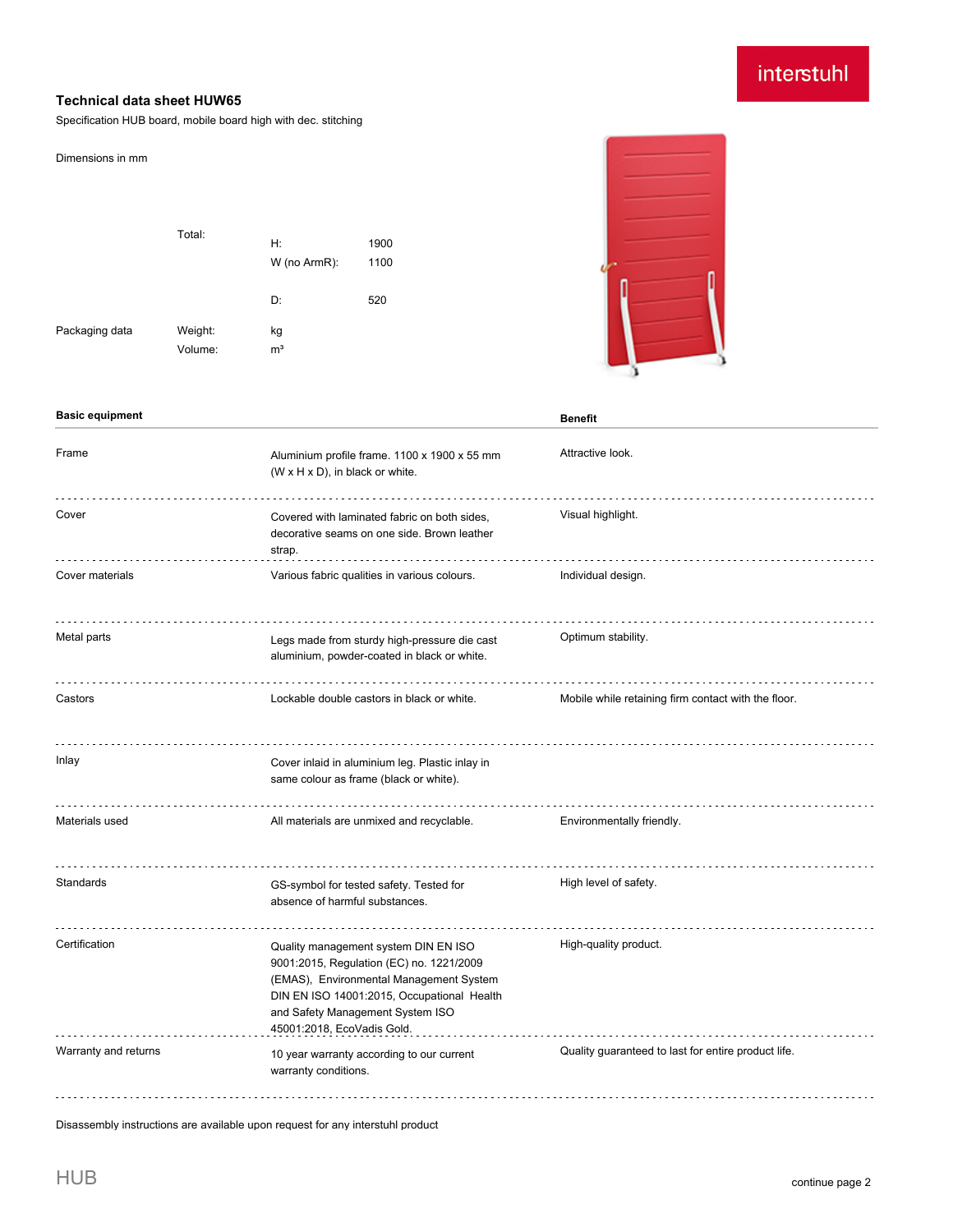# Technical data sheet HUW65

Specification HUB board, mobile board high with dec. stitching

Dimensions in mm

| | | | |
|---|---|---|---|
| | Total: | H: | 1900 |
| | | W (no ArmR): | 1100 |
| | | D: | 520 |
| Packaging data | Weight: | kg | |
| | Volume: | m³ | |

| Basic equipment | | Benefit |
|---|---|---|
| Frame | Aluminium profile frame. 1100 x 1900 x 55 mm (W x H x D), in black or white. | Attractive look. |
| Cover | Covered with laminated fabric on both sides, decorative seams on one side. Brown leather strap. | Visual highlight. |
| Cover materials | Various fabric qualities in various colours. | Individual design. |
| Metal parts | Legs made from sturdy high-pressure die cast aluminium, powder-coated in black or white. | Optimum stability. |
| Castors | Lockable double castors in black or white. | Mobile while retaining firm contact with the floor. |
| Inlay | Cover inlaid in aluminium leg. Plastic inlay in same colour as frame (black or white). | |
| Materials used | All materials are unmixed and recyclable. | Environmentally friendly. |
| Standards | GS-symbol for tested safety. Tested for absence of harmful substances. | High level of safety. |
| Certification | Quality management system DIN EN ISO 9001:2015, Regulation (EC) no. 1221/2009 (EMAS), Environmental Management System DIN EN ISO 14001:2015, Occupational Health and Safety Management System ISO 45001:2018, EcoVadis Gold. | High-quality product. |
| Warranty and returns | 10 year warranty according to our current warranty conditions. | Quality guaranteed to last for entire product life. |

Disassembly instructions are available upon request for any interstuhl product

continue page 2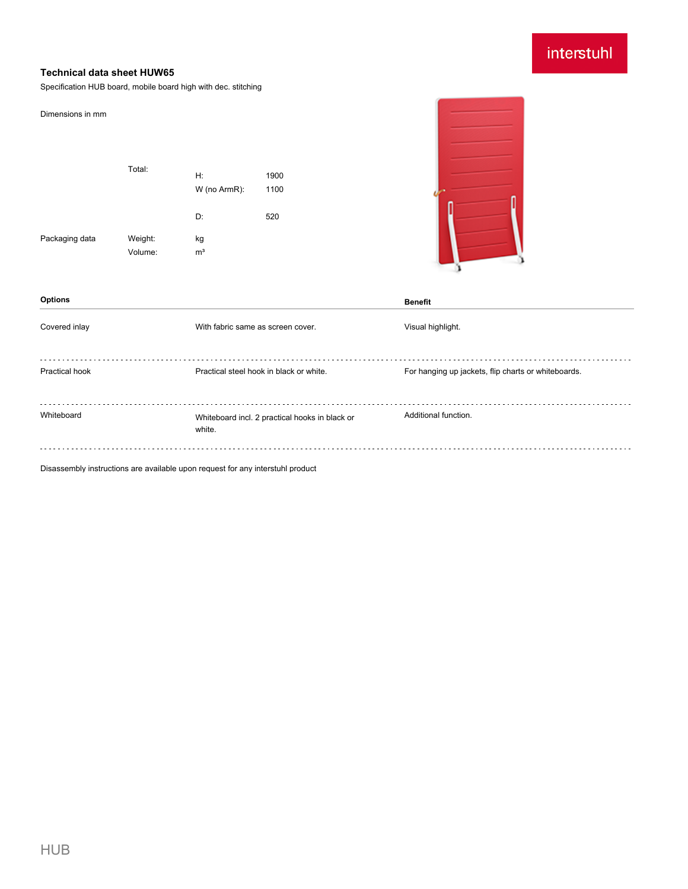### Technical data sheet HUW65

Specification HUB board, mobile board high with dec. stitching

Dimensions in mm

| | | | |
|---|---|---|---|
| | Total: | H: | 1900 |
| | | W (no ArmR): | 1100 |
| | | D: | 520 |
| Packaging data | Weight: | kg | |
| | Volume: | m³ | |

| Options | | Benefit |
|---|---|---|
| Covered inlay | With fabric same as screen cover. | Visual highlight. |
| Practical hook | Practical steel hook in black or white. | For hanging up jackets, flip charts or whiteboards. |
| Whiteboard | Whiteboard incl. 2 practical hooks in black or white. | Additional function. |

Disassembly instructions are available upon request for any interstuhl product